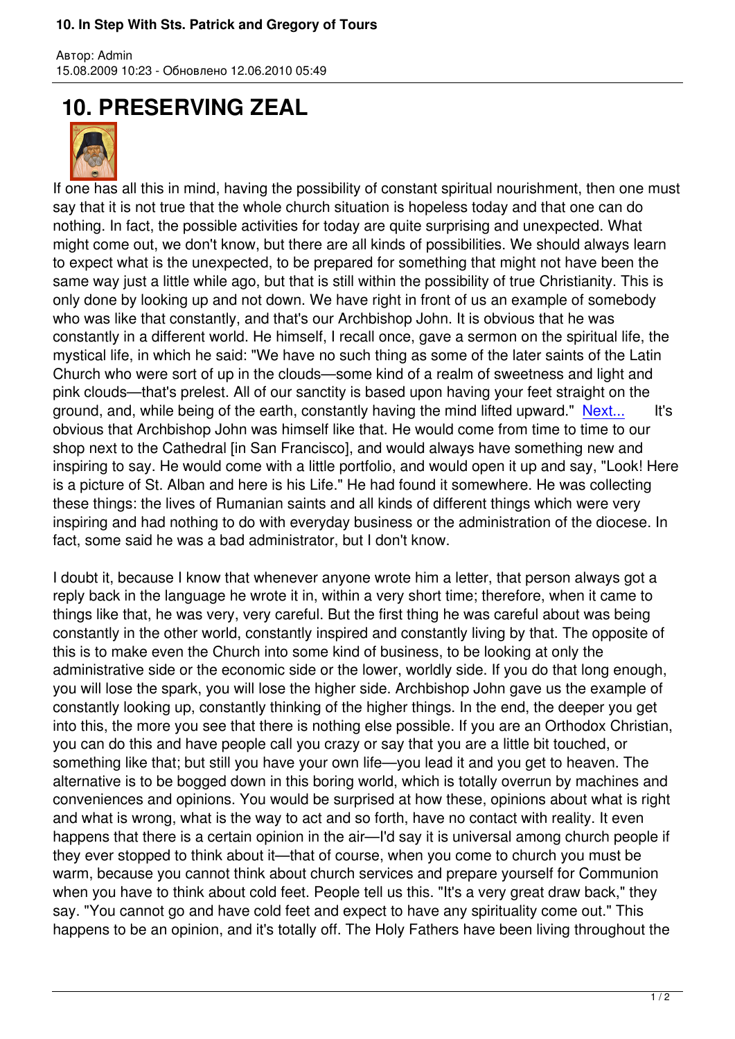# 10. PRESERVING ZEAL

If one has all this in mind, having the possibility of constant spiritual nourishment, then one must say that it is not true that the whole church situation is hopeless today and that one can do nothing. In fact, the possible activities for today are quite surprising and unexpected. What might come out, we don't know, but there are all kinds of possibilities. We should always learn to expect what is the unexpected, to be prepared for something that might not have been the same way just a little while ago, but that is still within the possibility of true Christianity. This is only done by looking up and not down. We have right in front of us an example of somebody who was like that constantly, and that's our Archbishop John. It is obvious that he was constantly in a different world. He himself, I recall once, gave a sermon on the spiritual life, the mystical life, in which he said: "We have no such thing as some of the later saints of the Latin Church who were sort of up in the clouds—some kind of a realm of sweetness and light and pink clouds—that's prelest. All of our sanctity is based upon having your feet straight on the ground, and, while being of the earth, constantly having the mind lifted upward." Next... It's obvious that Archbishop John was himself like that. He would come from time to time to our shop next to the Cathedral [in San Francisco], and would always have something new and inspiring to say. He would come with a little portfolio, and would open it up and say, "Look! Here is a picture of St. Alban and here is his Life." He had found it somewhere. He was collecting these things: the lives of Rumanian saints and all kinds of different things which were very inspiring and had nothing to do with everyday business or the administration of the diocese. In fact, some said he was a bad administrator, but I don't know.

I doubt it, because I know that whenever anyone wrote him a letter, that person always got a reply back in the language he wrote it in, within a very short time; therefore, when it came to things like that, he was very, very careful. But the first thing he was careful about was being constantly in the other world, constantly inspired and constantly living by that. The opposite of this is to make even the Church into some kind of business, to be looking at only the administrative side or the economic side or the lower, worldly side. If you do that long enough, you will lose the spark, you will lose the higher side. Archbishop John gave us the example of constantly looking up, constantly thinking of the higher things. In the end, the deeper you get into this, the more you see that there is nothing else possible. If you are an Orthodox Christian, you can do this and have people call you crazy or say that you are a little bit touched, or something like that; but still you have your own life—you lead it and you get to heaven. The alternative is to be bogged down in this boring world, which is totally overrun by machines and conveniences and opinions. You would be surprised at how these, opinions about what is right and what is wrong, what is the way to act and so forth, have no contact with reality. It even happens that there is a certain opinion in the air—I'd say it is universal among church people if they ever stopped to think about it—that of course, when you come to church you must be warm, because you cannot think about church services and prepare yourself for Communion when you have to think about cold feet. People tell us this. "It's a very great draw back," they say. "You cannot go and have cold feet and expect to have any spirituality come out." This happens to be an opinion, and it's totally off. The Holy Fathers have been living throughout the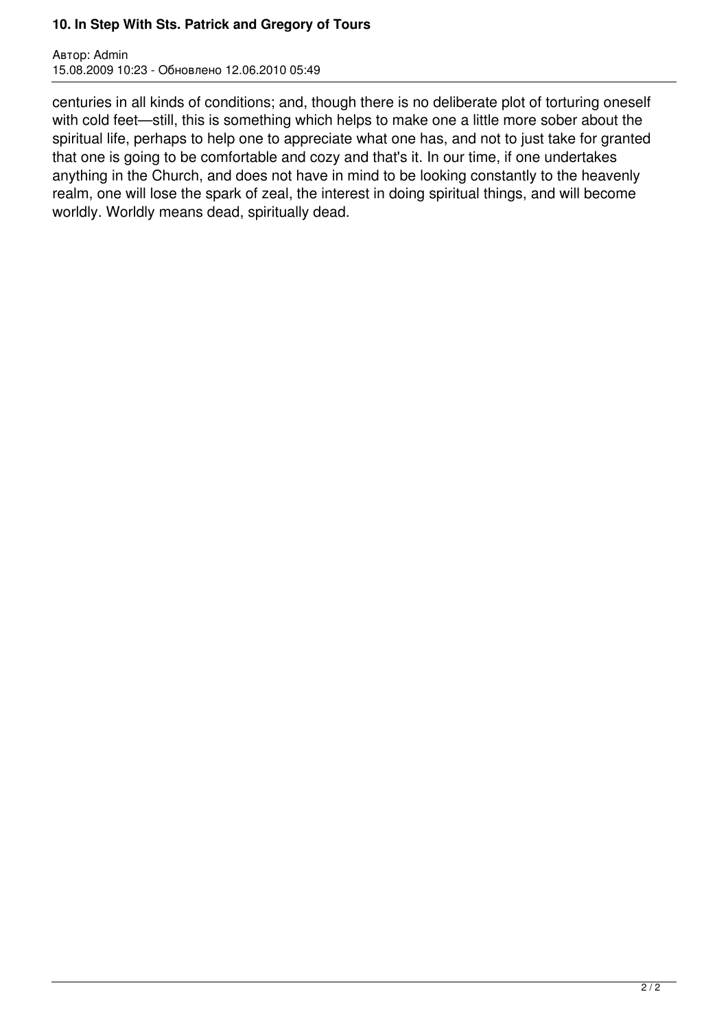centuries in all kinds of conditions; and, though there is no deliberate plot of torturing oneself with cold feet—still, this is something which helps to make one a little more sober about the spiritual life, perhaps to help one to appreciate what one has, and not to just take for granted that one is going to be comfortable and cozy and that's it. In our time, if one undertakes anything in the Church, and does not have in mind to be looking constantly to the heavenly realm, one will lose the spark of zeal, the interest in doing spiritual things, and will become worldly. Worldly means dead, spiritually dead.